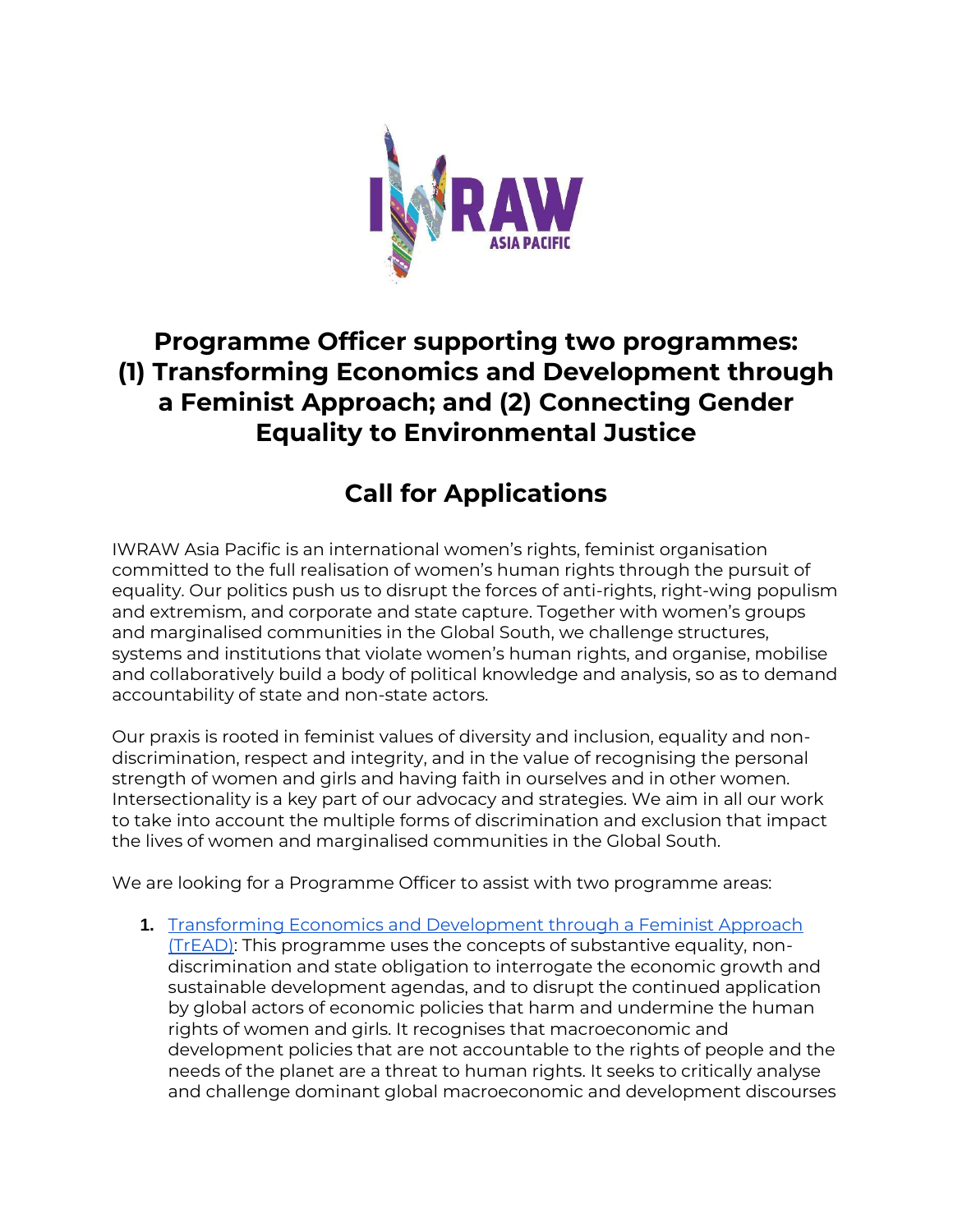# Programme Officer supporting two programmes: (1) Transforming Economics and Development through a Feminist Approach; and (2) Connecting Gender Equality to Environmental Justice

## Call for Applications

IWRAW Asia Pacific is an international women's rights, feminist organisation committed to the full realisation of women's human rights through the pursuit of equality. Our politics push us to disrupt the forces of anti-rights, right-wing populism and extremism, and corporate and state capture. Together with women's groups and marginalised communities in the Global South, we challenge structures, systems and institutions that violate women's human rights, and organise, mobilise and collaboratively build a body of political knowledge and analysis, so as to demand accountability of state and non-state actors.

Our praxis is rooted in feminist values of diversity and inclusion, equality and non-discrimination, respect and integrity, and in the value of recognising the personal strength of women and girls and having faith in ourselves and in other women. Intersectionality is a key part of our advocacy and strategies. We aim in all our work to take into account the multiple forms of discrimination and exclusion that impact the lives of women and marginalised communities in the Global South.

We are looking for a Programme Officer to assist with two programme areas:

1. Transforming Economics and Development through a Feminist Approach (TrEAD): This programme uses the concepts of substantive equality, non-discrimination and state obligation to interrogate the economic growth and sustainable development agendas, and to disrupt the continued application by global actors of economic policies that harm and undermine the human rights of women and girls. It recognises that macroeconomic and development policies that are not accountable to the rights of people and the needs of the planet are a threat to human rights. It seeks to critically analyse and challenge dominant global macroeconomic and development discourses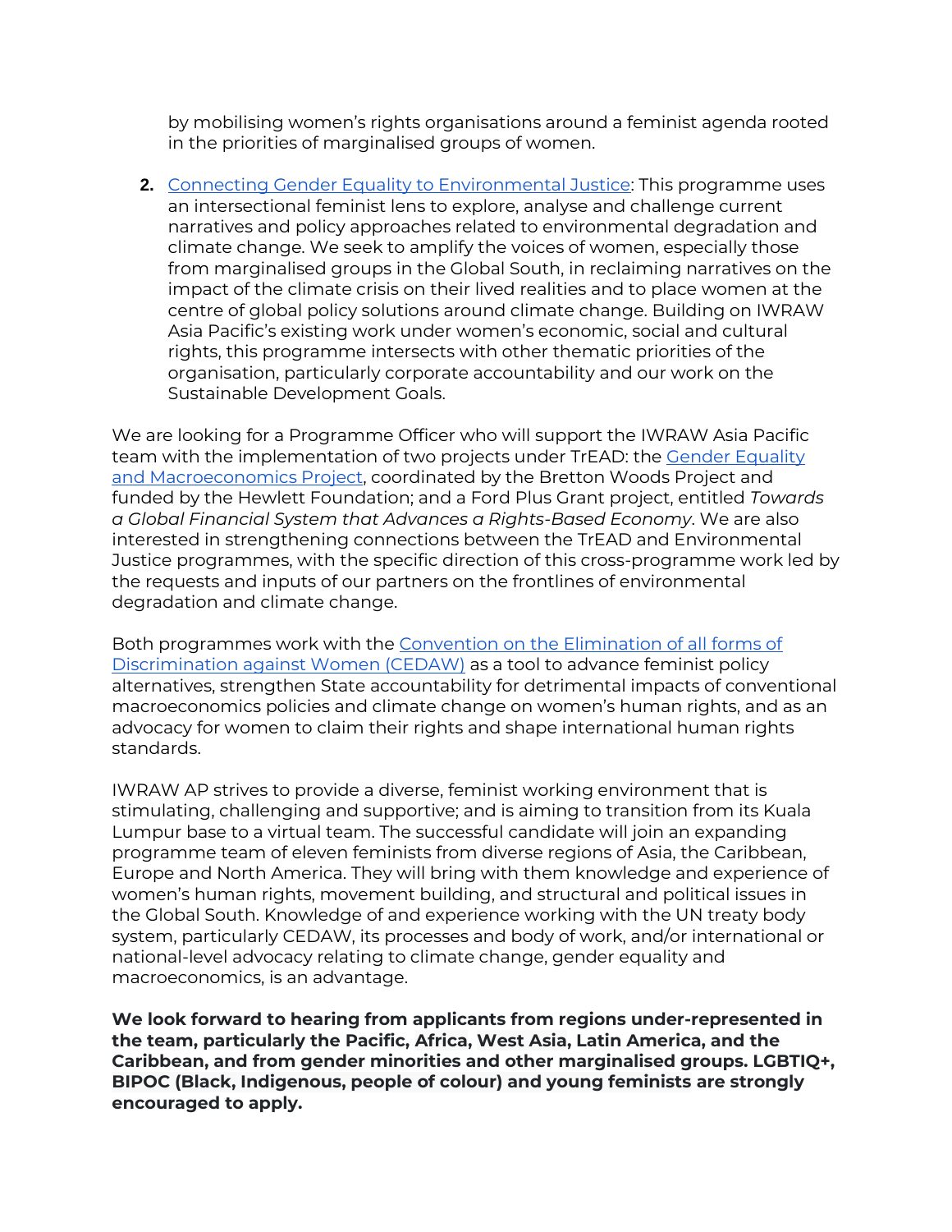by mobilising women's rights organisations around a feminist agenda rooted in the priorities of marginalised groups of women.

2. [Connecting Gender Equality to Environmental Justice]: This programme uses an intersectional feminist lens to explore, analyse and challenge current narratives and policy approaches related to environmental degradation and climate change. We seek to amplify the voices of women, especially those from marginalised groups in the Global South, in reclaiming narratives on the impact of the climate crisis on their lived realities and to place women at the centre of global policy solutions around climate change. Building on IWRAW Asia Pacific's existing work under women's economic, social and cultural rights, this programme intersects with other thematic priorities of the organisation, particularly corporate accountability and our work on the Sustainable Development Goals.

We are looking for a Programme Officer who will support the IWRAW Asia Pacific team with the implementation of two projects under TrEAD: the Gender Equality and Macroeconomics Project, coordinated by the Bretton Woods Project and funded by the Hewlett Foundation; and a Ford Plus Grant project, entitled *Towards a Global Financial System that Advances a Rights-Based Economy*. We are also interested in strengthening connections between the TrEAD and Environmental Justice programmes, with the specific direction of this cross-programme work led by the requests and inputs of our partners on the frontlines of environmental degradation and climate change.

Both programmes work with the Convention on the Elimination of all forms of Discrimination against Women (CEDAW) as a tool to advance feminist policy alternatives, strengthen State accountability for detrimental impacts of conventional macroeconomics policies and climate change on women's human rights, and as an advocacy for women to claim their rights and shape international human rights standards.

IWRAW AP strives to provide a diverse, feminist working environment that is stimulating, challenging and supportive; and is aiming to transition from its Kuala Lumpur base to a virtual team. The successful candidate will join an expanding programme team of eleven feminists from diverse regions of Asia, the Caribbean, Europe and North America. They will bring with them knowledge and experience of women's human rights, movement building, and structural and political issues in the Global South. Knowledge of and experience working with the UN treaty body system, particularly CEDAW, its processes and body of work, and/or international or national-level advocacy relating to climate change, gender equality and macroeconomics, is an advantage.

**We look forward to hearing from applicants from regions under-represented in the team, particularly the Pacific, Africa, West Asia, Latin America, and the Caribbean, and from gender minorities and other marginalised groups. LGBTIQ+, BIPOC (Black, Indigenous, people of colour) and young feminists are strongly encouraged to apply.**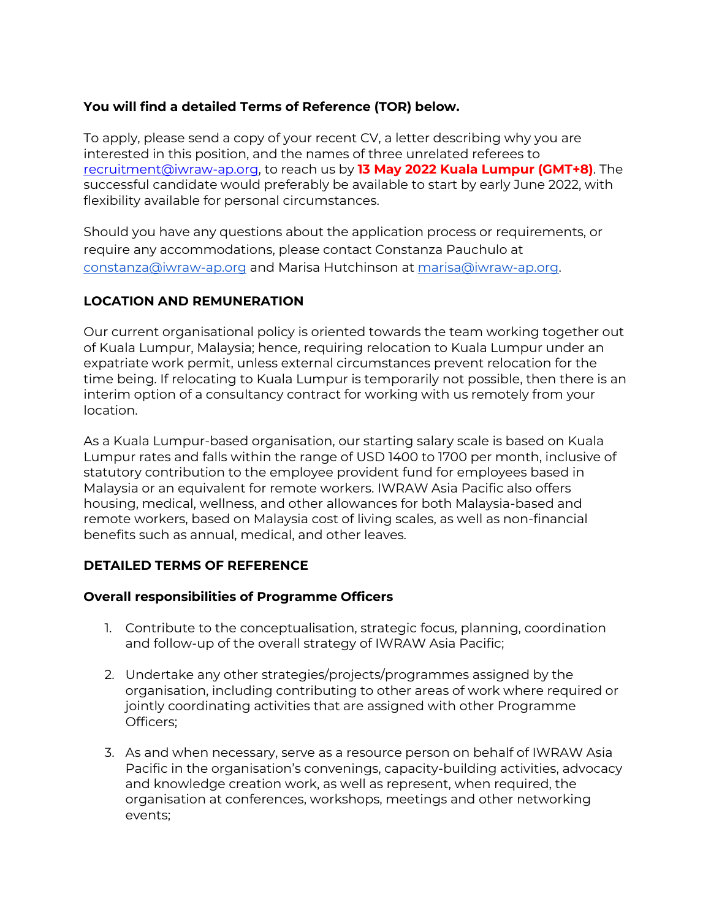**You will find a detailed Terms of Reference (TOR) below.**

To apply, please send a copy of your recent CV, a letter describing why you are interested in this position, and the names of three unrelated referees to recruitment@iwraw-ap.org, to reach us by **13 May 2022 Kuala Lumpur (GMT+8)**. The successful candidate would preferably be available to start by early June 2022, with flexibility available for personal circumstances.

Should you have any questions about the application process or requirements, or require any accommodations, please contact Constanza Pauchulo at constanza@iwraw-ap.org and Marisa Hutchinson at marisa@iwraw-ap.org.

**LOCATION AND REMUNERATION**

Our current organisational policy is oriented towards the team working together out of Kuala Lumpur, Malaysia; hence, requiring relocation to Kuala Lumpur under an expatriate work permit, unless external circumstances prevent relocation for the time being. If relocating to Kuala Lumpur is temporarily not possible, then there is an interim option of a consultancy contract for working with us remotely from your location.

As a Kuala Lumpur-based organisation, our starting salary scale is based on Kuala Lumpur rates and falls within the range of USD 1400 to 1700 per month, inclusive of statutory contribution to the employee provident fund for employees based in Malaysia or an equivalent for remote workers. IWRAW Asia Pacific also offers housing, medical, wellness, and other allowances for both Malaysia-based and remote workers, based on Malaysia cost of living scales, as well as non-financial benefits such as annual, medical, and other leaves.

**DETAILED TERMS OF REFERENCE**

**Overall responsibilities of Programme Officers**

1. Contribute to the conceptualisation, strategic focus, planning, coordination and follow-up of the overall strategy of IWRAW Asia Pacific;

2. Undertake any other strategies/projects/programmes assigned by the organisation, including contributing to other areas of work where required or jointly coordinating activities that are assigned with other Programme Officers;

3. As and when necessary, serve as a resource person on behalf of IWRAW Asia Pacific in the organisation's convenings, capacity-building activities, advocacy and knowledge creation work, as well as represent, when required, the organisation at conferences, workshops, meetings and other networking events;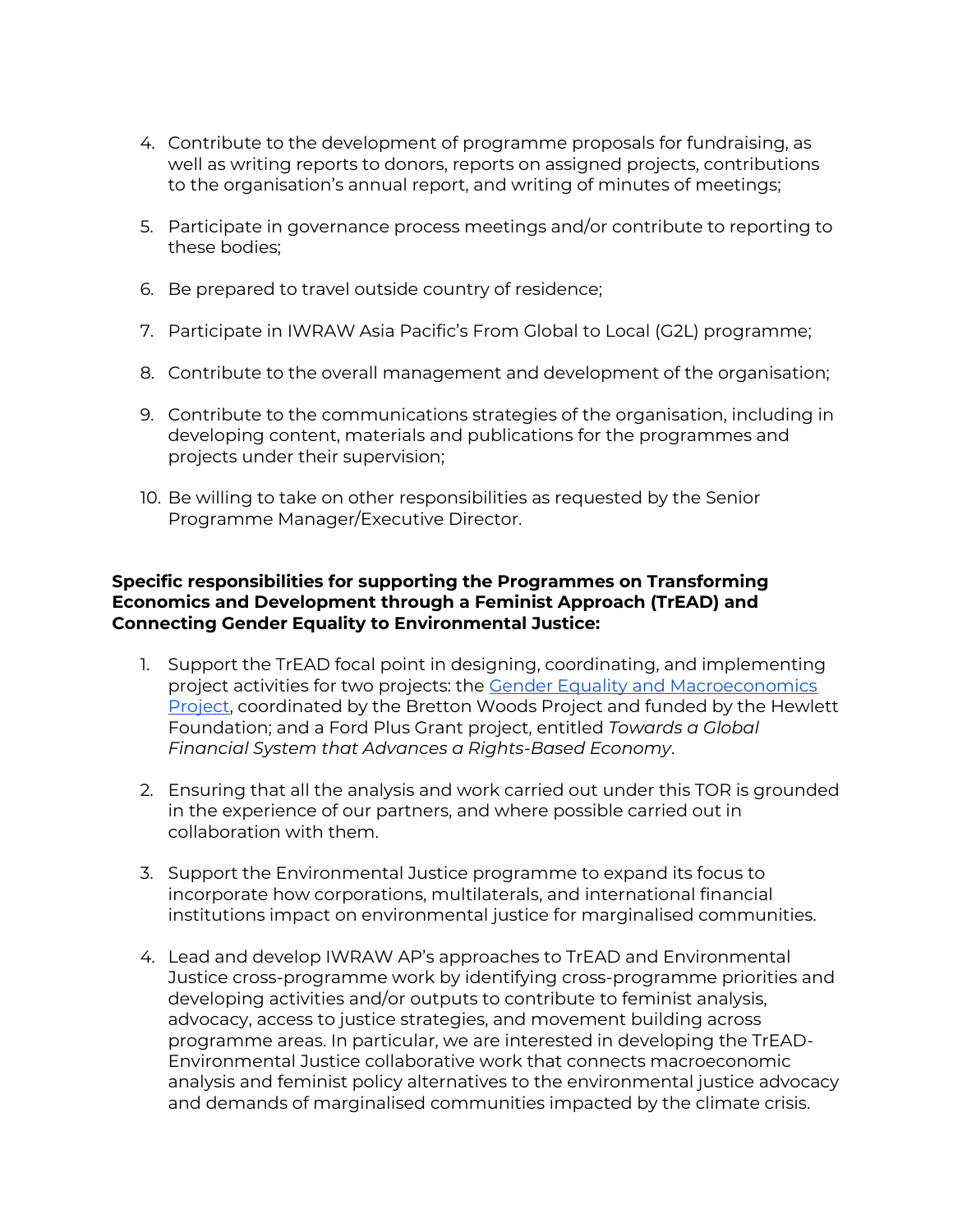4. Contribute to the development of programme proposals for fundraising, as well as writing reports to donors, reports on assigned projects, contributions to the organisation's annual report, and writing of minutes of meetings;

5. Participate in governance process meetings and/or contribute to reporting to these bodies;

6. Be prepared to travel outside country of residence;

7. Participate in IWRAW Asia Pacific's From Global to Local (G2L) programme;

8. Contribute to the overall management and development of the organisation;

9. Contribute to the communications strategies of the organisation, including in developing content, materials and publications for the programmes and projects under their supervision;

10. Be willing to take on other responsibilities as requested by the Senior Programme Manager/Executive Director.

**Specific responsibilities for supporting the Programmes on Transforming Economics and Development through a Feminist Approach (TrEAD) and Connecting Gender Equality to Environmental Justice:**

1. Support the TrEAD focal point in designing, coordinating, and implementing project activities for two projects: the Gender Equality and Macroeconomics Project, coordinated by the Bretton Woods Project and funded by the Hewlett Foundation; and a Ford Plus Grant project, entitled *Towards a Global Financial System that Advances a Rights-Based Economy*.

2. Ensuring that all the analysis and work carried out under this TOR is grounded in the experience of our partners, and where possible carried out in collaboration with them.

3. Support the Environmental Justice programme to expand its focus to incorporate how corporations, multilaterals, and international financial institutions impact on environmental justice for marginalised communities.

4. Lead and develop IWRAW AP's approaches to TrEAD and Environmental Justice cross-programme work by identifying cross-programme priorities and developing activities and/or outputs to contribute to feminist analysis, advocacy, access to justice strategies, and movement building across programme areas. In particular, we are interested in developing the TrEAD-Environmental Justice collaborative work that connects macroeconomic analysis and feminist policy alternatives to the environmental justice advocacy and demands of marginalised communities impacted by the climate crisis.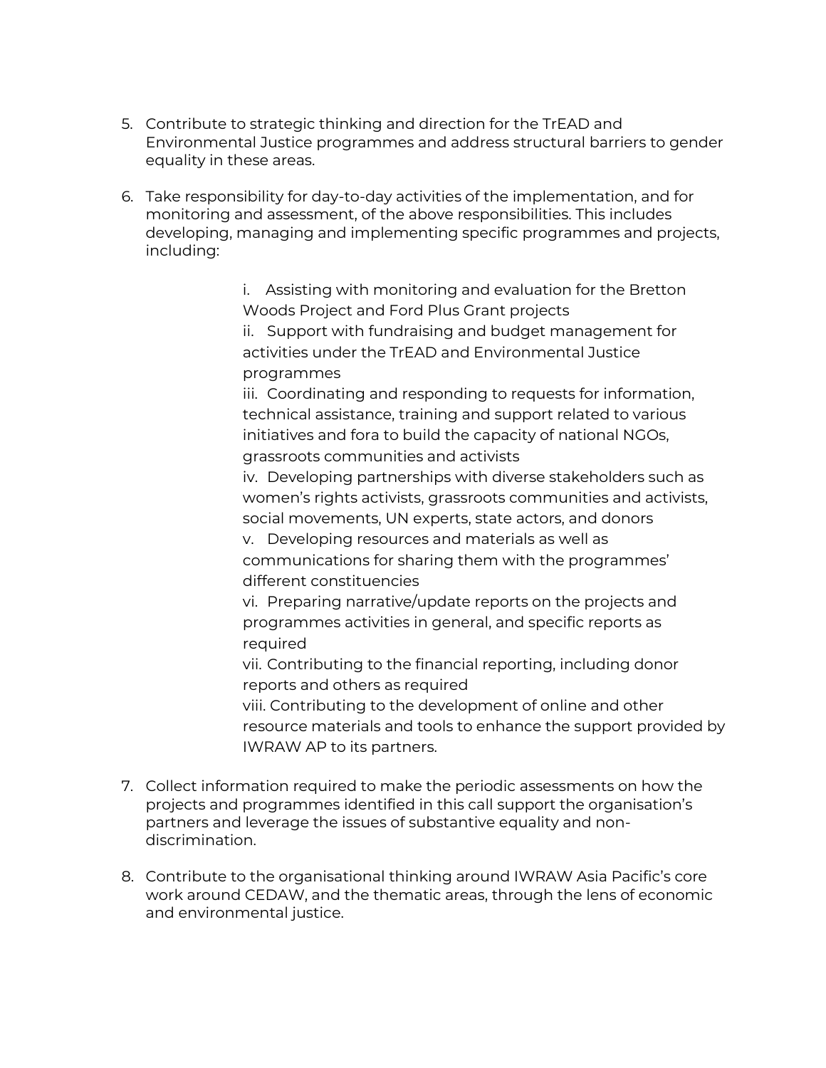5. Contribute to strategic thinking and direction for the TrEAD and Environmental Justice programmes and address structural barriers to gender equality in these areas.

6. Take responsibility for day-to-day activities of the implementation, and for monitoring and assessment, of the above responsibilities. This includes developing, managing and implementing specific programmes and projects, including:

    i. Assisting with monitoring and evaluation for the Bretton Woods Project and Ford Plus Grant projects
    ii. Support with fundraising and budget management for activities under the TrEAD and Environmental Justice programmes
    iii. Coordinating and responding to requests for information, technical assistance, training and support related to various initiatives and fora to build the capacity of national NGOs, grassroots communities and activists
    iv. Developing partnerships with diverse stakeholders such as women's rights activists, grassroots communities and activists, social movements, UN experts, state actors, and donors
    v. Developing resources and materials as well as communications for sharing them with the programmes' different constituencies
    vi. Preparing narrative/update reports on the projects and programmes activities in general, and specific reports as required
    vii. Contributing to the financial reporting, including donor reports and others as required
    viii. Contributing to the development of online and other resource materials and tools to enhance the support provided by IWRAW AP to its partners.

7. Collect information required to make the periodic assessments on how the projects and programmes identified in this call support the organisation's partners and leverage the issues of substantive equality and non-discrimination.

8. Contribute to the organisational thinking around IWRAW Asia Pacific's core work around CEDAW, and the thematic areas, through the lens of economic and environmental justice.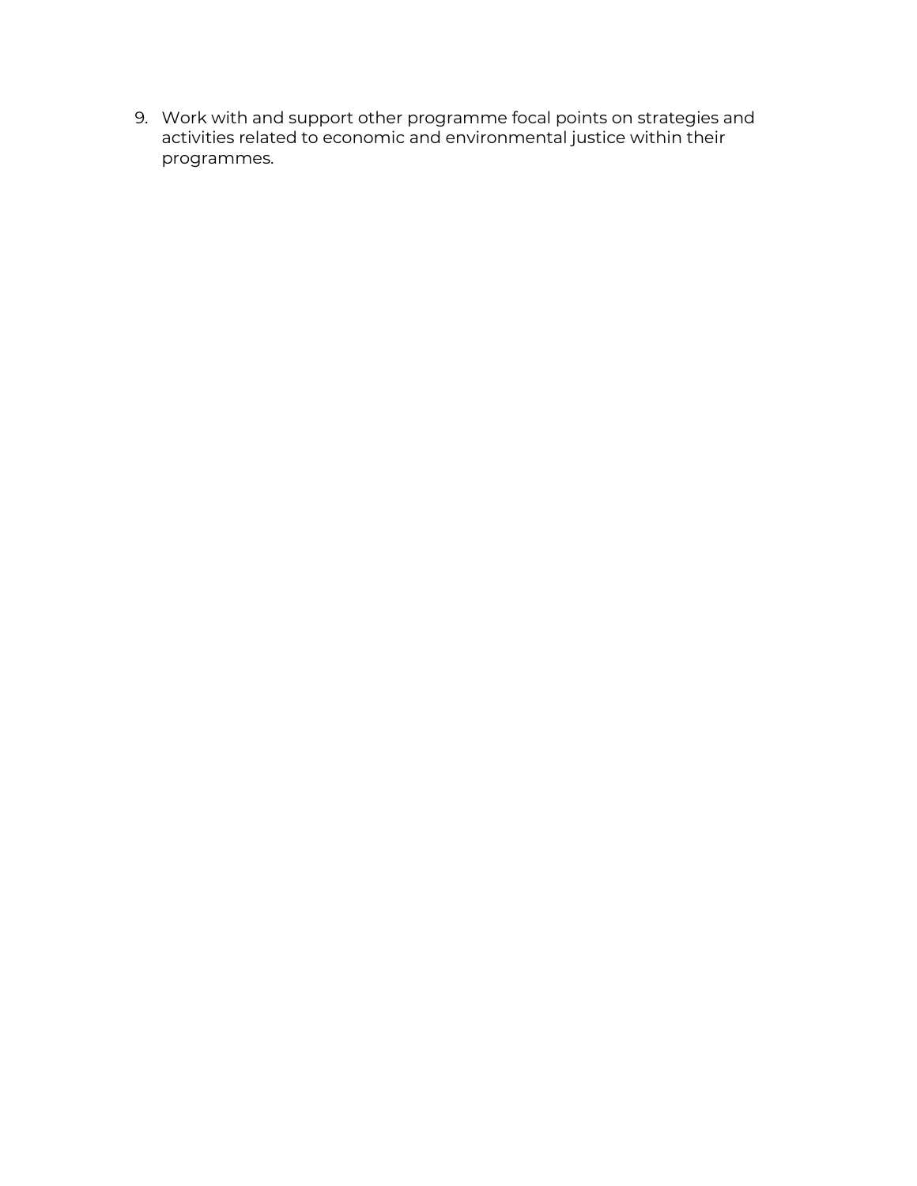9. Work with and support other programme focal points on strategies and activities related to economic and environmental justice within their programmes.